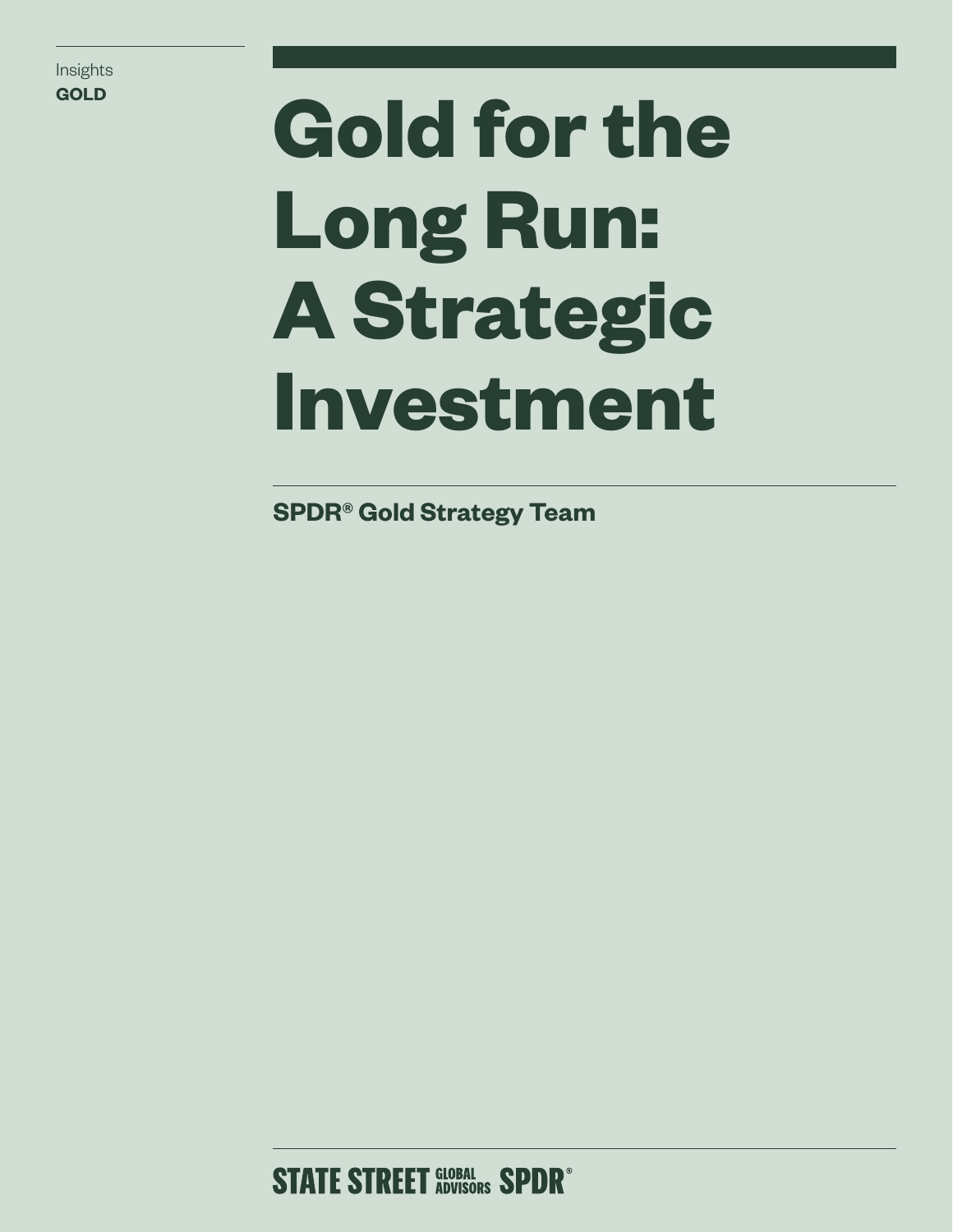Insights
**GOLD**

# Gold for the Long Run: A Strategic Investment

**SPDR® Gold Strategy Team**

STATE STREET GLOBAL ADVISORS SPDR®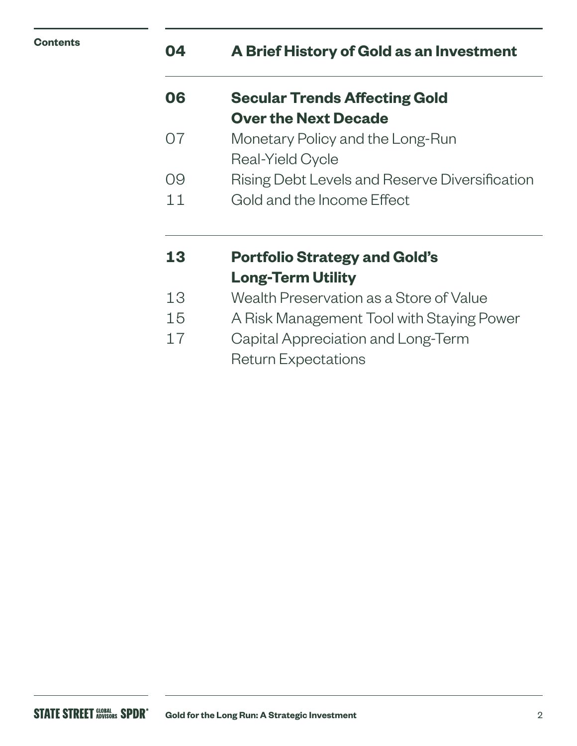## Contents

| | |
|---|---|
| **04** | **A Brief History of Gold as an Investment** |
| **06** | **Secular Trends Affecting Gold Over the Next Decade** |
| 07 | Monetary Policy and the Long-Run Real-Yield Cycle |
| 09 | Rising Debt Levels and Reserve Diversification |
| 11 | Gold and the Income Effect |
| **13** | **Portfolio Strategy and Gold's Long-Term Utility** |
| 13 | Wealth Preservation as a Store of Value |
| 15 | A Risk Management Tool with Staying Power |
| 17 | Capital Appreciation and Long-Term Return Expectations |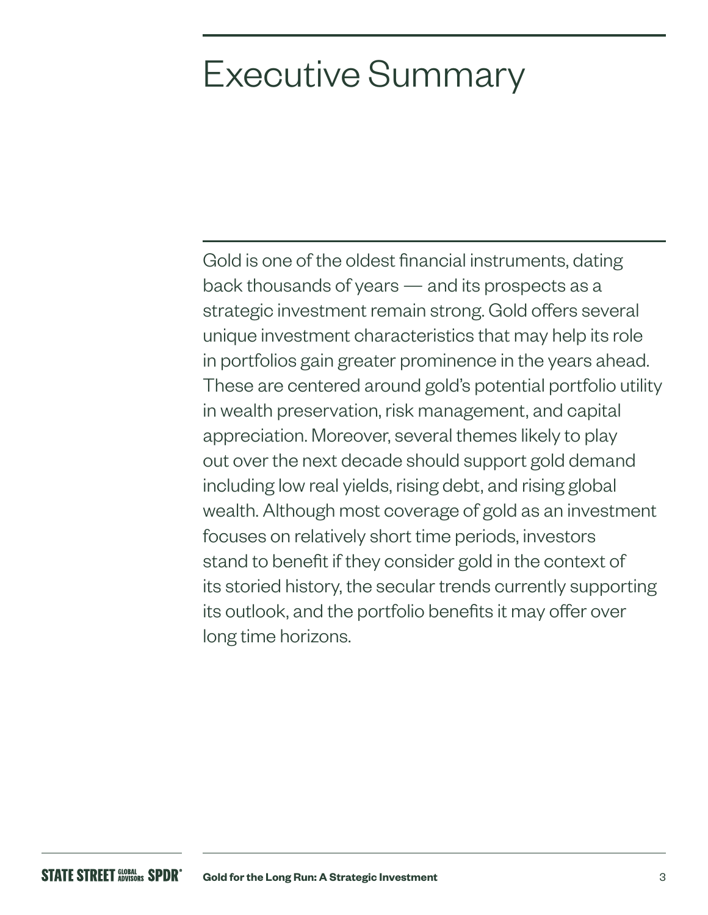# Executive Summary

Gold is one of the oldest financial instruments, dating back thousands of years — and its prospects as a strategic investment remain strong. Gold offers several unique investment characteristics that may help its role in portfolios gain greater prominence in the years ahead. These are centered around gold's potential portfolio utility in wealth preservation, risk management, and capital appreciation. Moreover, several themes likely to play out over the next decade should support gold demand including low real yields, rising debt, and rising global wealth. Although most coverage of gold as an investment focuses on relatively short time periods, investors stand to benefit if they consider gold in the context of its storied history, the secular trends currently supporting its outlook, and the portfolio benefits it may offer over long time horizons.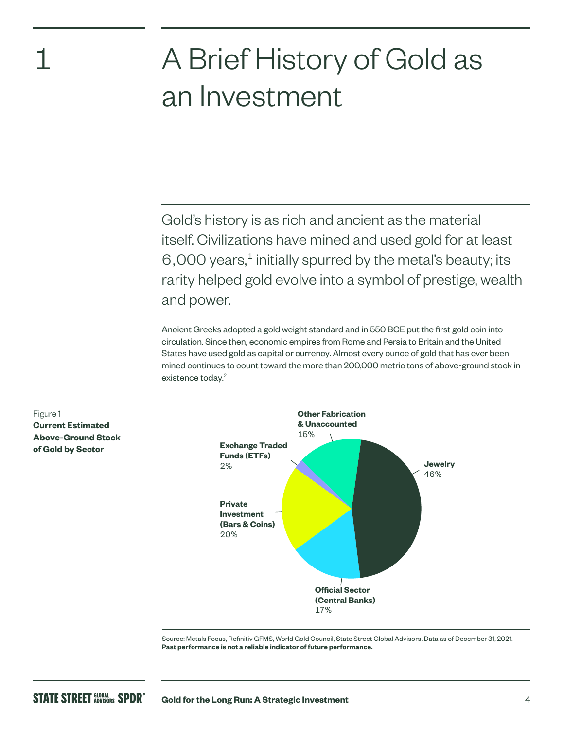# 1 A Brief History of Gold as an Investment

Gold's history is as rich and ancient as the material itself. Civilizations have mined and used gold for at least 6,000 years,[1] initially spurred by the metal's beauty; its rarity helped gold evolve into a symbol of prestige, wealth and power.

Ancient Greeks adopted a gold weight standard and in 550 BCE put the first gold coin into circulation. Since then, economic empires from Rome and Persia to Britain and the United States have used gold as capital or currency. Almost every ounce of gold that has ever been mined continues to count toward the more than 200,000 metric tons of above-ground stock in existence today.[2]

Figure 1
**Current Estimated Above-Ground Stock of Gold by Sector**

| Sector | Share |
| --- | --- |
| Jewelry | 46% |
| Official Sector (Central Banks) | 17% |
| Private Investment (Bars & Coins) | 20% |
| Exchange Traded Funds (ETFs) | 2% |
| Other Fabrication & Unaccounted | 15% |

Source: Metals Focus, Refinitiv GFMS, World Gold Council, State Street Global Advisors. Data as of December 31, 2021.
**Past performance is not a reliable indicator of future performance.**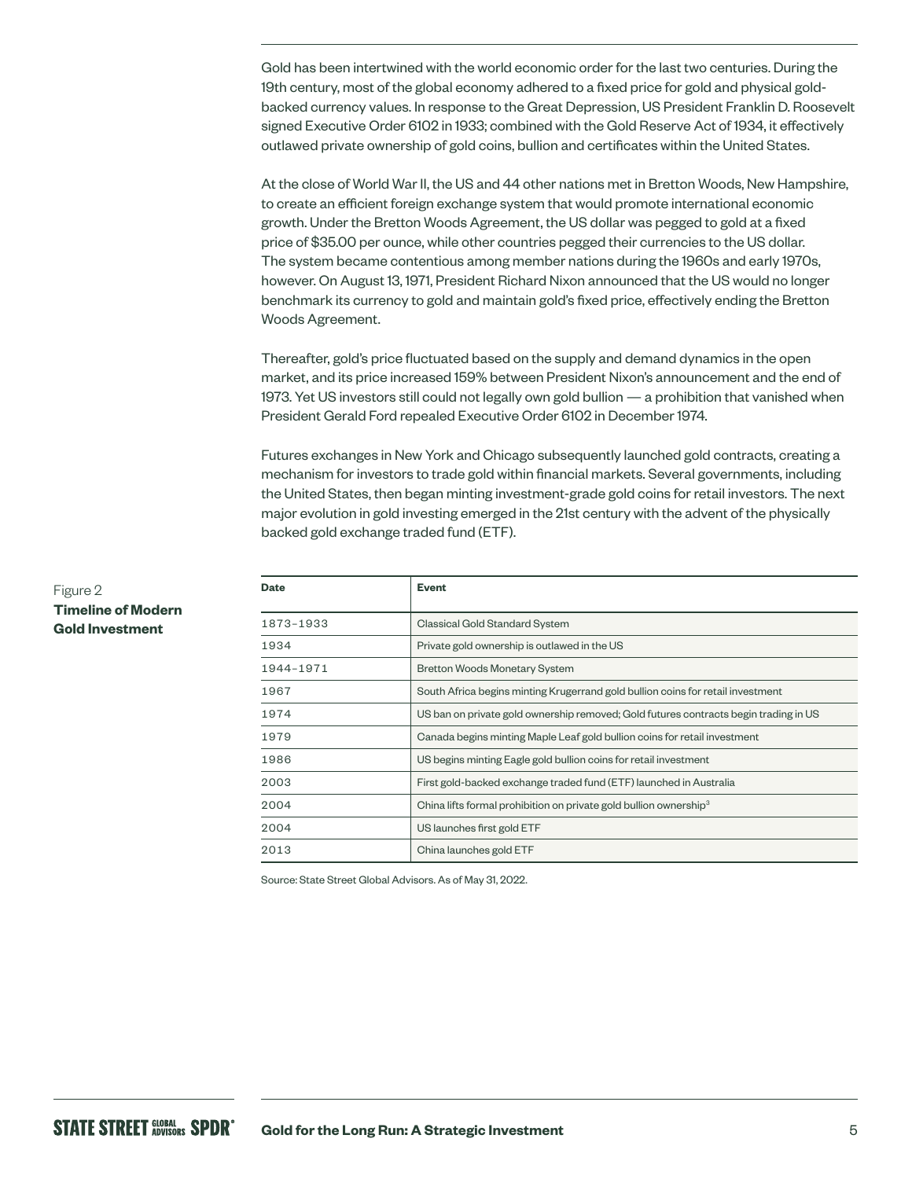Gold has been intertwined with the world economic order for the last two centuries. During the 19th century, most of the global economy adhered to a fixed price for gold and physical gold-backed currency values. In response to the Great Depression, US President Franklin D. Roosevelt signed Executive Order 6102 in 1933; combined with the Gold Reserve Act of 1934, it effectively outlawed private ownership of gold coins, bullion and certificates within the United States.

At the close of World War II, the US and 44 other nations met in Bretton Woods, New Hampshire, to create an efficient foreign exchange system that would promote international economic growth. Under the Bretton Woods Agreement, the US dollar was pegged to gold at a fixed price of $35.00 per ounce, while other countries pegged their currencies to the US dollar. The system became contentious among member nations during the 1960s and early 1970s, however. On August 13, 1971, President Richard Nixon announced that the US would no longer benchmark its currency to gold and maintain gold's fixed price, effectively ending the Bretton Woods Agreement.

Thereafter, gold's price fluctuated based on the supply and demand dynamics in the open market, and its price increased 159% between President Nixon's announcement and the end of 1973. Yet US investors still could not legally own gold bullion — a prohibition that vanished when President Gerald Ford repealed Executive Order 6102 in December 1974.

Futures exchanges in New York and Chicago subsequently launched gold contracts, creating a mechanism for investors to trade gold within financial markets. Several governments, including the United States, then began minting investment-grade gold coins for retail investors. The next major evolution in gold investing emerged in the 21st century with the advent of the physically backed gold exchange traded fund (ETF).

Figure 2
**Timeline of Modern Gold Investment**

| Date | Event |
|---|---|
| 1873–1933 | Classical Gold Standard System |
| 1934 | Private gold ownership is outlawed in the US |
| 1944–1971 | Bretton Woods Monetary System |
| 1967 | South Africa begins minting Krugerrand gold bullion coins for retail investment |
| 1974 | US ban on private gold ownership removed; Gold futures contracts begin trading in US |
| 1979 | Canada begins minting Maple Leaf gold bullion coins for retail investment |
| 1986 | US begins minting Eagle gold bullion coins for retail investment |
| 2003 | First gold-backed exchange traded fund (ETF) launched in Australia |
| 2004 | China lifts formal prohibition on private gold bullion ownership[3] |
| 2004 | US launches first gold ETF |
| 2013 | China launches gold ETF |

Source: State Street Global Advisors. As of May 31, 2022.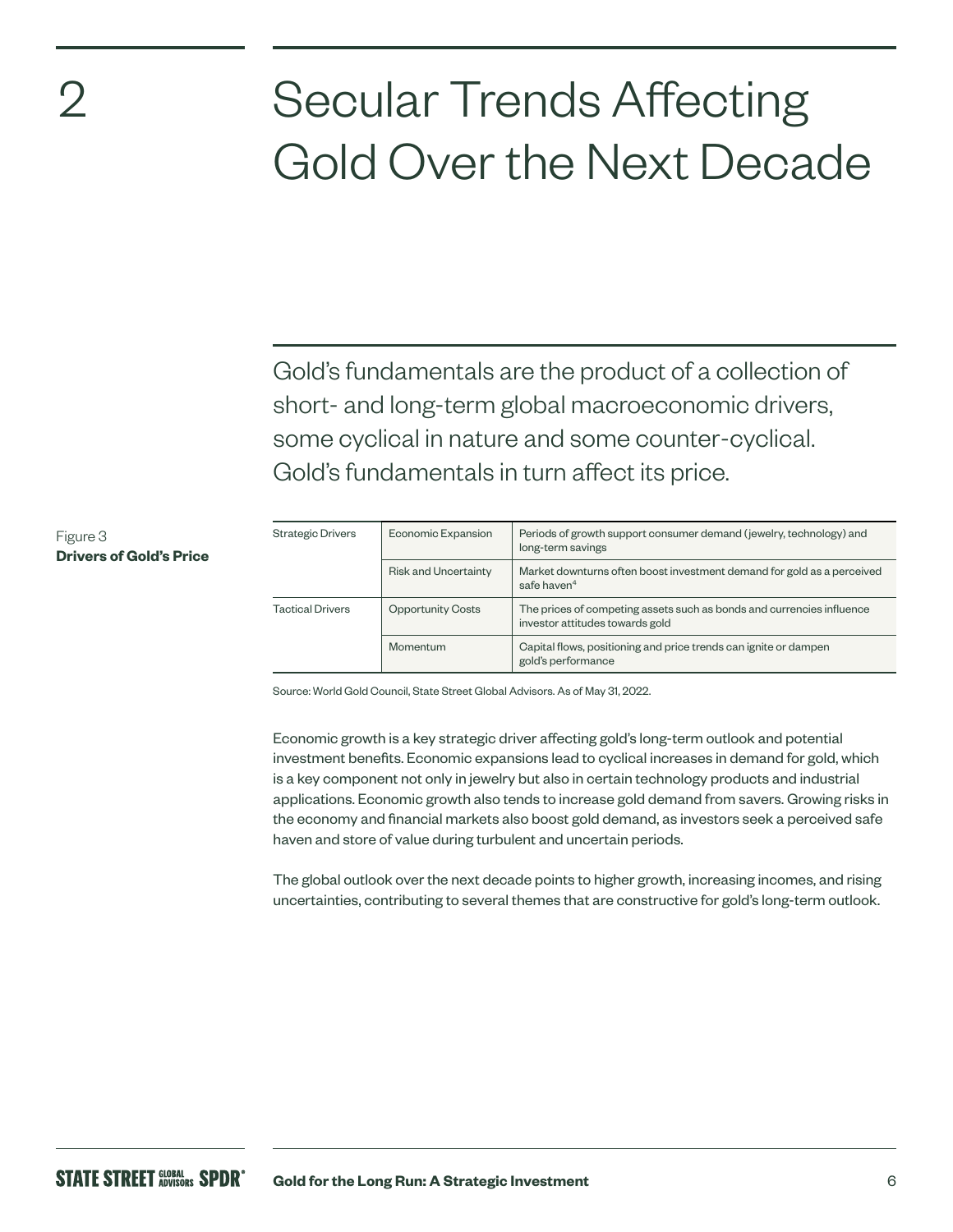# 2 Secular Trends Affecting Gold Over the Next Decade

Gold's fundamentals are the product of a collection of short- and long-term global macroeconomic drivers, some cyclical in nature and some counter-cyclical. Gold's fundamentals in turn affect its price.

Figure 3
**Drivers of Gold's Price**

| Strategic Drivers | Economic Expansion | Periods of growth support consumer demand (jewelry, technology) and long-term savings |
|---|---|---|
| | Risk and Uncertainty | Market downturns often boost investment demand for gold as a perceived safe haven[4] |
| Tactical Drivers | Opportunity Costs | The prices of competing assets such as bonds and currencies influence investor attitudes towards gold |
| | Momentum | Capital flows, positioning and price trends can ignite or dampen gold's performance |

Source: World Gold Council, State Street Global Advisors. As of May 31, 2022.

Economic growth is a key strategic driver affecting gold's long-term outlook and potential investment benefits. Economic expansions lead to cyclical increases in demand for gold, which is a key component not only in jewelry but also in certain technology products and industrial applications. Economic growth also tends to increase gold demand from savers. Growing risks in the economy and financial markets also boost gold demand, as investors seek a perceived safe haven and store of value during turbulent and uncertain periods.

The global outlook over the next decade points to higher growth, increasing incomes, and rising uncertainties, contributing to several themes that are constructive for gold's long-term outlook.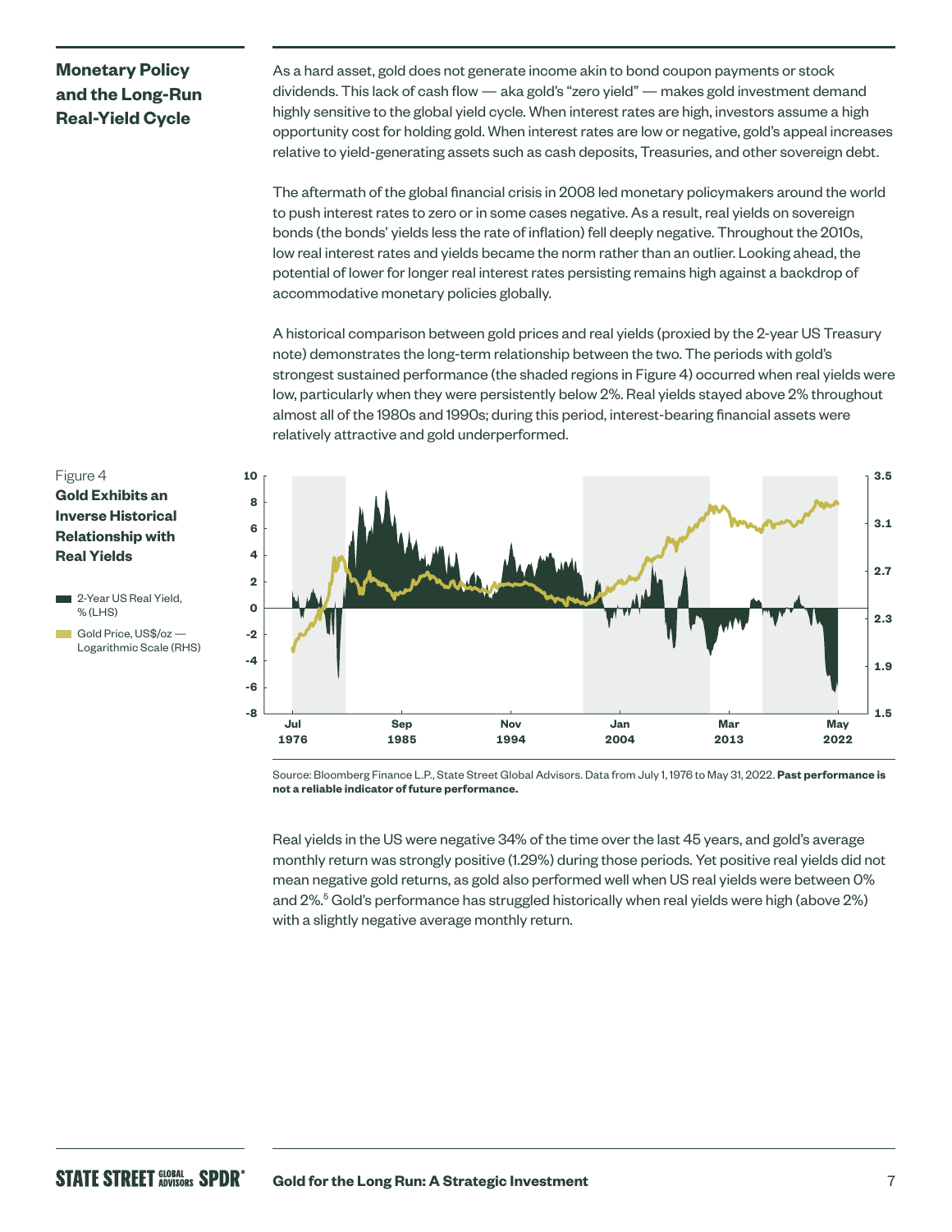## Monetary Policy and the Long-Run Real-Yield Cycle

As a hard asset, gold does not generate income akin to bond coupon payments or stock dividends. This lack of cash flow — aka gold's "zero yield" — makes gold investment demand highly sensitive to the global yield cycle. When interest rates are high, investors assume a high opportunity cost for holding gold. When interest rates are low or negative, gold's appeal increases relative to yield-generating assets such as cash deposits, Treasuries, and other sovereign debt.

The aftermath of the global financial crisis in 2008 led monetary policymakers around the world to push interest rates to zero or in some cases negative. As a result, real yields on sovereign bonds (the bonds' yields less the rate of inflation) fell deeply negative. Throughout the 2010s, low real interest rates and yields became the norm rather than an outlier. Looking ahead, the potential of lower for longer real interest rates persisting remains high against a backdrop of accommodative monetary policies globally.

A historical comparison between gold prices and real yields (proxied by the 2-year US Treasury note) demonstrates the long-term relationship between the two. The periods with gold's strongest sustained performance (the shaded regions in Figure 4) occurred when real yields were low, particularly when they were persistently below 2%. Real yields stayed above 2% throughout almost all of the 1980s and 1990s; during this period, interest-bearing financial assets were relatively attractive and gold underperformed.

Figure 4
**Gold Exhibits an Inverse Historical Relationship with Real Yields**

- 2-Year US Real Yield, % (LHS)
- Gold Price, US$/oz — Logarithmic Scale (RHS)

Source: Bloomberg Finance L.P., State Street Global Advisors. Data from July 1, 1976 to May 31, 2022. **Past performance is not a reliable indicator of future performance.**

Real yields in the US were negative 34% of the time over the last 45 years, and gold's average monthly return was strongly positive (1.29%) during those periods. Yet positive real yields did not mean negative gold returns, as gold also performed well when US real yields were between 0% and 2%.[5] Gold's performance has struggled historically when real yields were high (above 2%) with a slightly negative average monthly return.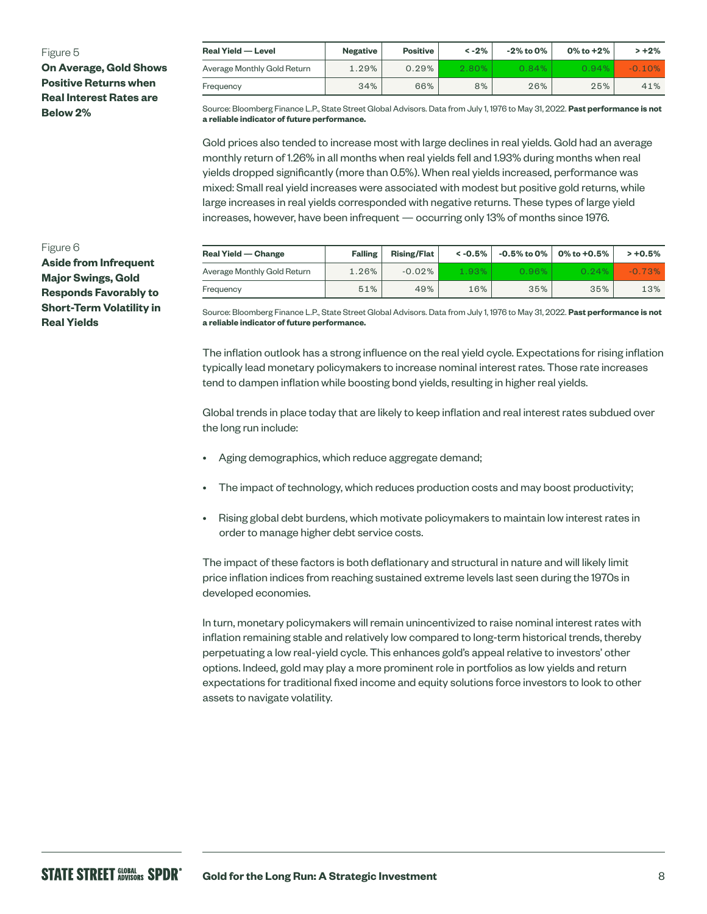Figure 5

**On Average, Gold Shows Positive Returns when Real Interest Rates are Below 2%**

| Real Yield — Level | Negative | Positive | < -2% | -2% to 0% | 0% to +2% | > +2% |
|---|---|---|---|---|---|---|
| Average Monthly Gold Return | 1.29% | 0.29% | 2.80% | 0.84% | 0.94% | -0.10% |
| Frequency | 34% | 66% | 8% | 26% | 25% | 41% |

Source: Bloomberg Finance L.P., State Street Global Advisors. Data from July 1, 1976 to May 31, 2022. **Past performance is not a reliable indicator of future performance.**

Gold prices also tended to increase most with large declines in real yields. Gold had an average monthly return of 1.26% in all months when real yields fell and 1.93% during months when real yields dropped significantly (more than 0.5%). When real yields increased, performance was mixed: Small real yield increases were associated with modest but positive gold returns, while large increases in real yields corresponded with negative returns. These types of large yield increases, however, have been infrequent — occurring only 13% of months since 1976.

Figure 6

**Aside from Infrequent Major Swings, Gold Responds Favorably to Short-Term Volatility in Real Yields**

| Real Yield — Change | Falling | Rising/Flat | < -0.5% | -0.5% to 0% | 0% to +0.5% | > +0.5% |
|---|---|---|---|---|---|---|
| Average Monthly Gold Return | 1.26% | -0.02% | 1.93% | 0.96% | 0.24% | -0.73% |
| Frequency | 51% | 49% | 16% | 35% | 35% | 13% |

Source: Bloomberg Finance L.P., State Street Global Advisors. Data from July 1, 1976 to May 31, 2022. **Past performance is not a reliable indicator of future performance.**

The inflation outlook has a strong influence on the real yield cycle. Expectations for rising inflation typically lead monetary policymakers to increase nominal interest rates. Those rate increases tend to dampen inflation while boosting bond yields, resulting in higher real yields.

Global trends in place today that are likely to keep inflation and real interest rates subdued over the long run include:

- Aging demographics, which reduce aggregate demand;
- The impact of technology, which reduces production costs and may boost productivity;
- Rising global debt burdens, which motivate policymakers to maintain low interest rates in order to manage higher debt service costs.

The impact of these factors is both deflationary and structural in nature and will likely limit price inflation indices from reaching sustained extreme levels last seen during the 1970s in developed economies.

In turn, monetary policymakers will remain unincentivized to raise nominal interest rates with inflation remaining stable and relatively low compared to long-term historical trends, thereby perpetuating a low real-yield cycle. This enhances gold's appeal relative to investors' other options. Indeed, gold may play a more prominent role in portfolios as low yields and return expectations for traditional fixed income and equity solutions force investors to look to other assets to navigate volatility.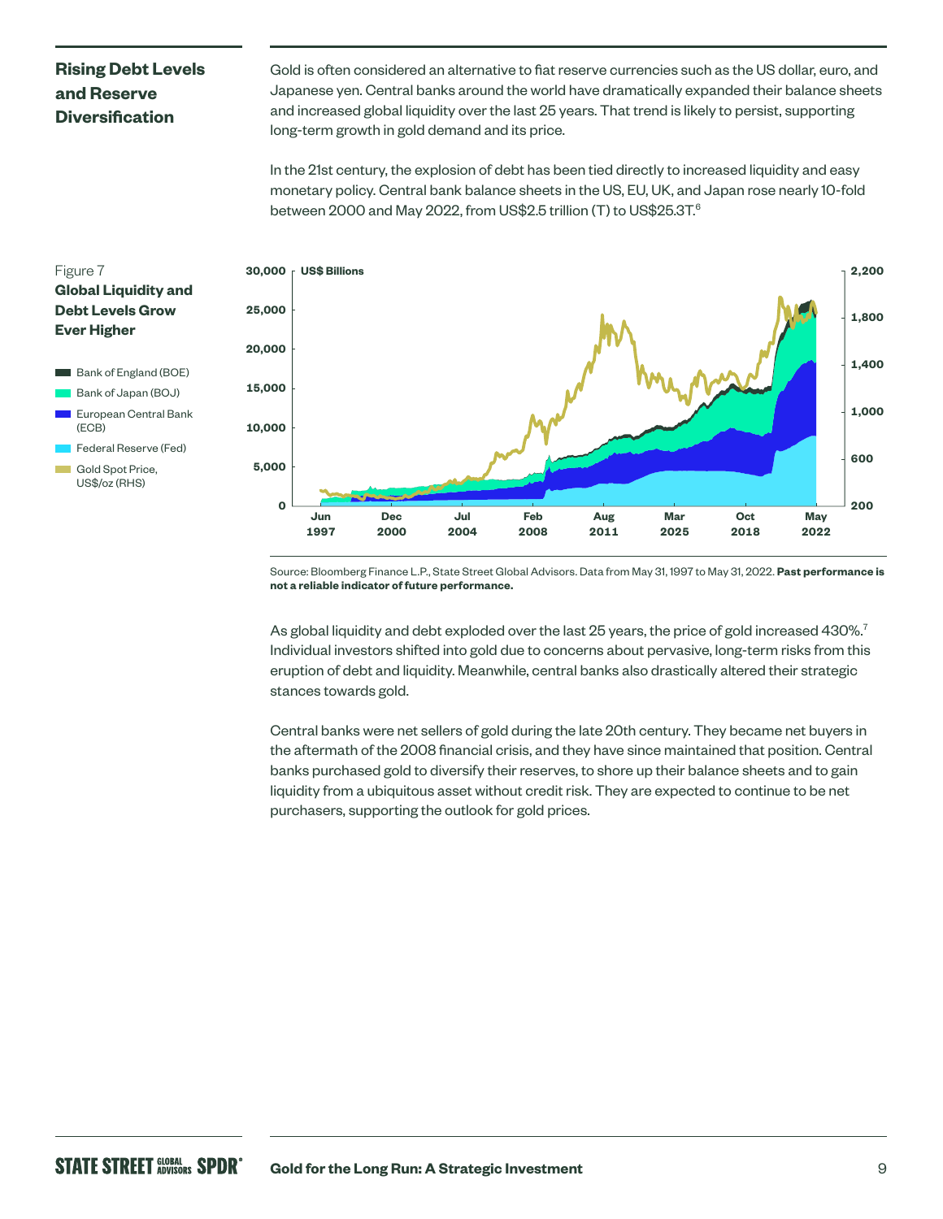## Rising Debt Levels and Reserve Diversification

Gold is often considered an alternative to fiat reserve currencies such as the US dollar, euro, and Japanese yen. Central banks around the world have dramatically expanded their balance sheets and increased global liquidity over the last 25 years. That trend is likely to persist, supporting long-term growth in gold demand and its price.

In the 21st century, the explosion of debt has been tied directly to increased liquidity and easy monetary policy. Central bank balance sheets in the US, EU, UK, and Japan rose nearly 10-fold between 2000 and May 2022, from US$2.5 trillion (T) to US$25.3T.[6]

Figure 7
**Global Liquidity and Debt Levels Grow Ever Higher**

Bank of England (BOE)
Bank of Japan (BOJ)
European Central Bank (ECB)
Federal Reserve (Fed)
Gold Spot Price, US$/oz (RHS)

US$ Billions

Source: Bloomberg Finance L.P., State Street Global Advisors. Data from May 31, 1997 to May 31, 2022. **Past performance is not a reliable indicator of future performance.**

As global liquidity and debt exploded over the last 25 years, the price of gold increased 430%.[7] Individual investors shifted into gold due to concerns about pervasive, long-term risks from this eruption of debt and liquidity. Meanwhile, central banks also drastically altered their strategic stances towards gold.

Central banks were net sellers of gold during the late 20th century. They became net buyers in the aftermath of the 2008 financial crisis, and they have since maintained that position. Central banks purchased gold to diversify their reserves, to shore up their balance sheets and to gain liquidity from a ubiquitous asset without credit risk. They are expected to continue to be net purchasers, supporting the outlook for gold prices.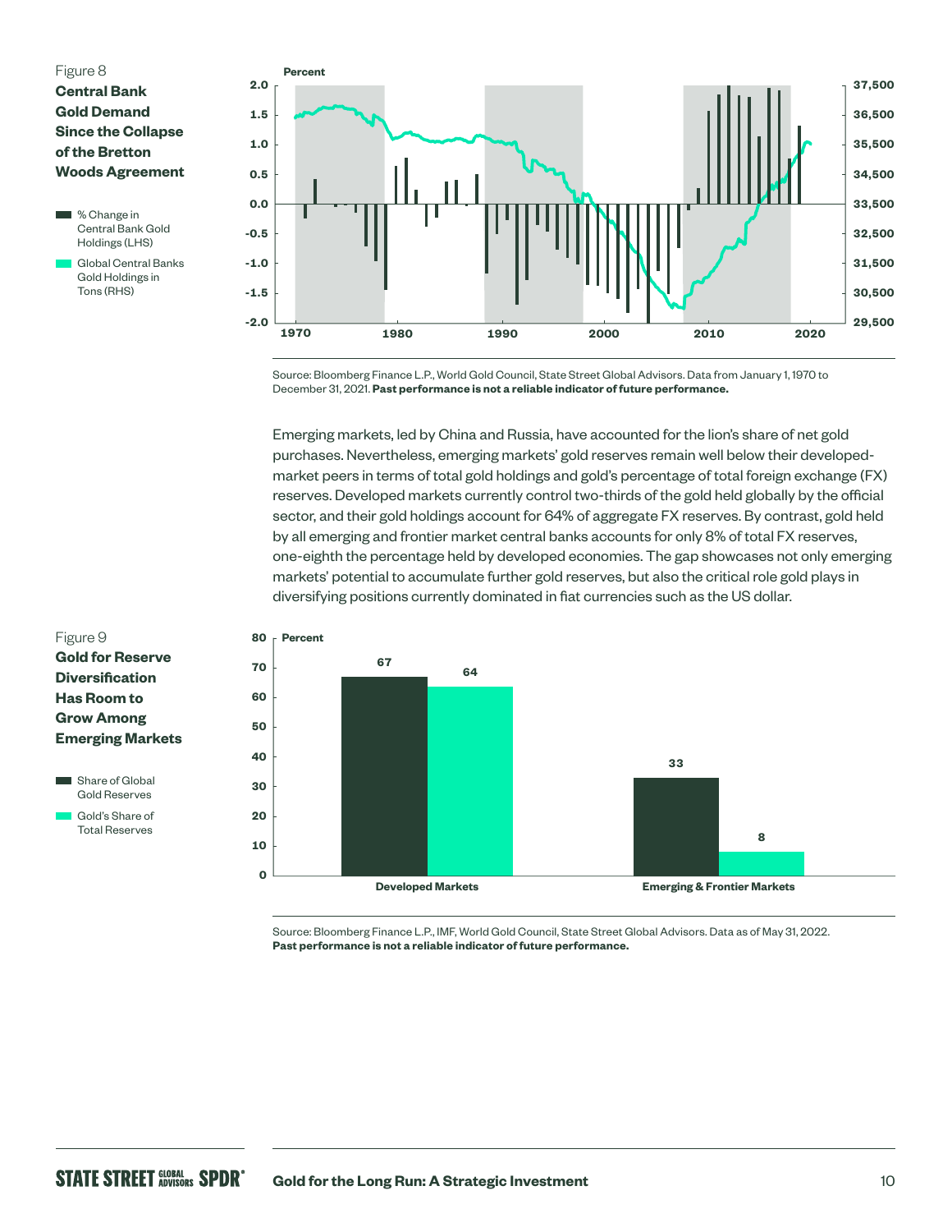Figure 8
**Central Bank Gold Demand Since the Collapse of the Bretton Woods Agreement**

- % Change in Central Bank Gold Holdings (LHS)
- Global Central Banks Gold Holdings in Tons (RHS)

Source: Bloomberg Finance L.P., World Gold Council, State Street Global Advisors. Data from January 1, 1970 to December 31, 2021. **Past performance is not a reliable indicator of future performance.**

Emerging markets, led by China and Russia, have accounted for the lion's share of net gold purchases. Nevertheless, emerging markets' gold reserves remain well below their developed-market peers in terms of total gold holdings and gold's percentage of total foreign exchange (FX) reserves. Developed markets currently control two-thirds of the gold held globally by the official sector, and their gold holdings account for 64% of aggregate FX reserves. By contrast, gold held by all emerging and frontier market central banks accounts for only 8% of total FX reserves, one-eighth the percentage held by developed economies. The gap showcases not only emerging markets' potential to accumulate further gold reserves, but also the critical role gold plays in diversifying positions currently dominated in fiat currencies such as the US dollar.

Figure 9
**Gold for Reserve Diversification Has Room to Grow Among Emerging Markets**

| Percent | Share of Global Gold Reserves | Gold's Share of Total Reserves |
|---|---|---|
| Developed Markets | 67 | 64 |
| Emerging & Frontier Markets | 33 | 8 |

Source: Bloomberg Finance L.P., IMF, World Gold Council, State Street Global Advisors. Data as of May 31, 2022.
**Past performance is not a reliable indicator of future performance.**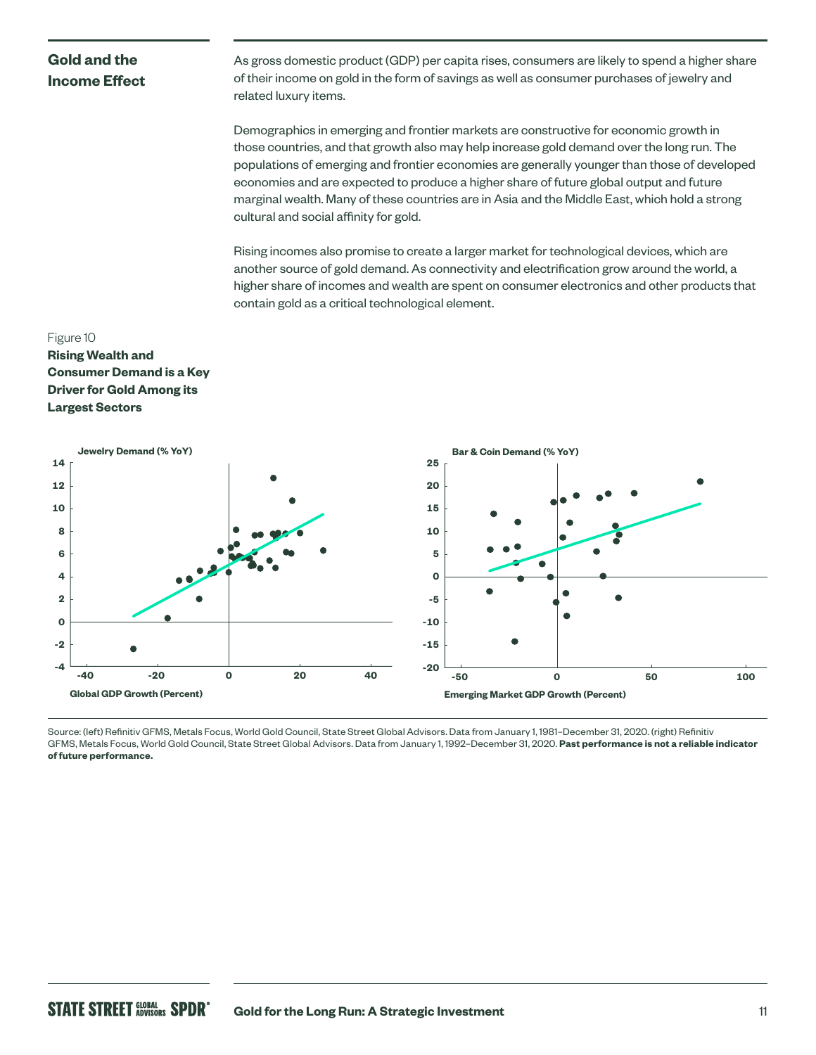## Gold and the Income Effect

As gross domestic product (GDP) per capita rises, consumers are likely to spend a higher share of their income on gold in the form of savings as well as consumer purchases of jewelry and related luxury items.

Demographics in emerging and frontier markets are constructive for economic growth in those countries, and that growth also may help increase gold demand over the long run. The populations of emerging and frontier economies are generally younger than those of developed economies and are expected to produce a higher share of future global output and future marginal wealth. Many of these countries are in Asia and the Middle East, which hold a strong cultural and social affinity for gold.

Rising incomes also promise to create a larger market for technological devices, which are another source of gold demand. As connectivity and electrification grow around the world, a higher share of incomes and wealth are spent on consumer electronics and other products that contain gold as a critical technological element.

Figure 10

**Rising Wealth and Consumer Demand is a Key Driver for Gold Among its Largest Sectors**

Source: (left) Refinitiv GFMS, Metals Focus, World Gold Council, State Street Global Advisors. Data from January 1, 1981–December 31, 2020. (right) Refinitiv GFMS, Metals Focus, World Gold Council, State Street Global Advisors. Data from January 1, 1992–December 31, 2020. **Past performance is not a reliable indicator of future performance.**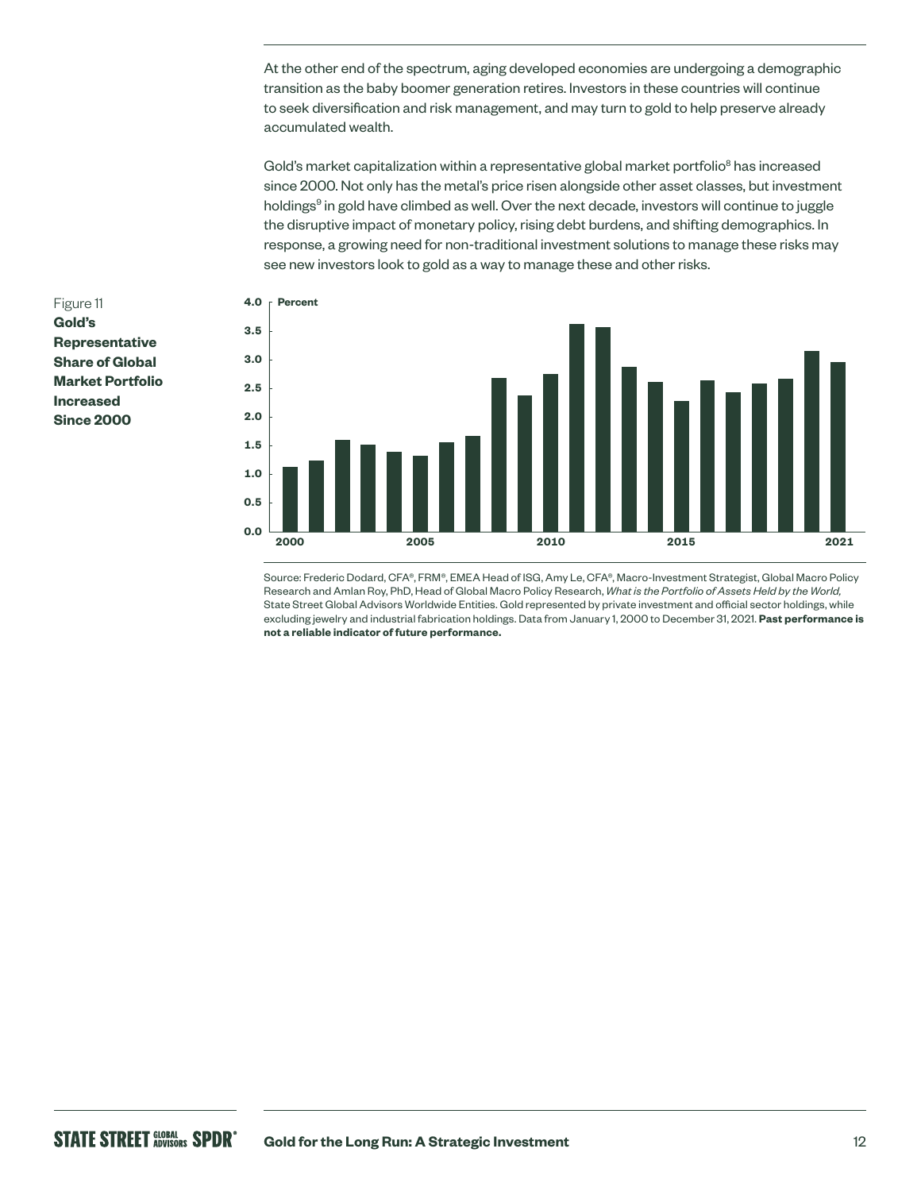At the other end of the spectrum, aging developed economies are undergoing a demographic transition as the baby boomer generation retires. Investors in these countries will continue to seek diversification and risk management, and may turn to gold to help preserve already accumulated wealth.

Gold's market capitalization within a representative global market portfolio[8] has increased since 2000. Not only has the metal's price risen alongside other asset classes, but investment holdings[9] in gold have climbed as well. Over the next decade, investors will continue to juggle the disruptive impact of monetary policy, rising debt burdens, and shifting demographics. In response, a growing need for non-traditional investment solutions to manage these risks may see new investors look to gold as a way to manage these and other risks.

Figure 11
**Gold's Representative Share of Global Market Portfolio Increased Since 2000**

Source: Frederic Dodard, CFA®, FRM®, EMEA Head of ISG, Amy Le, CFA®, Macro-Investment Strategist, Global Macro Policy Research and Amlan Roy, PhD, Head of Global Macro Policy Research, *What is the Portfolio of Assets Held by the World,* State Street Global Advisors Worldwide Entities. Gold represented by private investment and official sector holdings, while excluding jewelry and industrial fabrication holdings. Data from January 1, 2000 to December 31, 2021. **Past performance is not a reliable indicator of future performance.**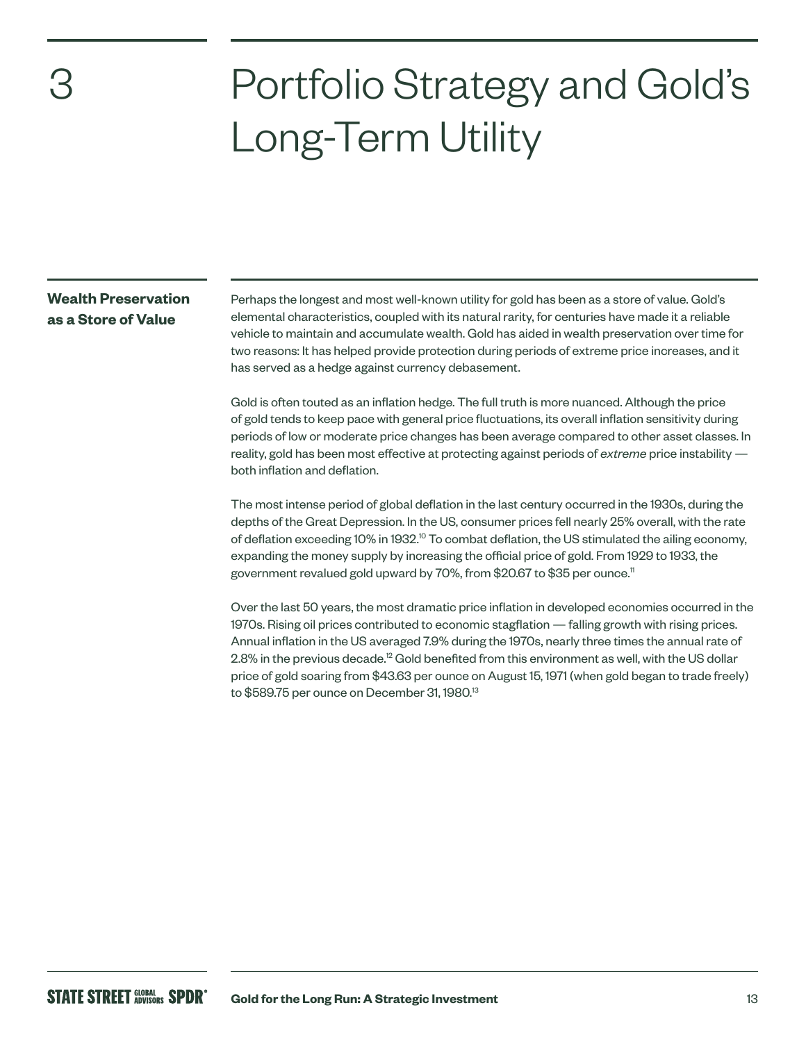# 3 Portfolio Strategy and Gold's Long-Term Utility

## Wealth Preservation as a Store of Value

Perhaps the longest and most well-known utility for gold has been as a store of value. Gold's elemental characteristics, coupled with its natural rarity, for centuries have made it a reliable vehicle to maintain and accumulate wealth. Gold has aided in wealth preservation over time for two reasons: It has helped provide protection during periods of extreme price increases, and it has served as a hedge against currency debasement.

Gold is often touted as an inflation hedge. The full truth is more nuanced. Although the price of gold tends to keep pace with general price fluctuations, its overall inflation sensitivity during periods of low or moderate price changes has been average compared to other asset classes. In reality, gold has been most effective at protecting against periods of *extreme* price instability — both inflation and deflation.

The most intense period of global deflation in the last century occurred in the 1930s, during the depths of the Great Depression. In the US, consumer prices fell nearly 25% overall, with the rate of deflation exceeding 10% in 1932.[10] To combat deflation, the US stimulated the ailing economy, expanding the money supply by increasing the official price of gold. From 1929 to 1933, the government revalued gold upward by 70%, from $20.67 to $35 per ounce.[11]

Over the last 50 years, the most dramatic price inflation in developed economies occurred in the 1970s. Rising oil prices contributed to economic stagflation — falling growth with rising prices. Annual inflation in the US averaged 7.9% during the 1970s, nearly three times the annual rate of 2.8% in the previous decade.[12] Gold benefited from this environment as well, with the US dollar price of gold soaring from $43.63 per ounce on August 15, 1971 (when gold began to trade freely) to $589.75 per ounce on December 31, 1980.[13]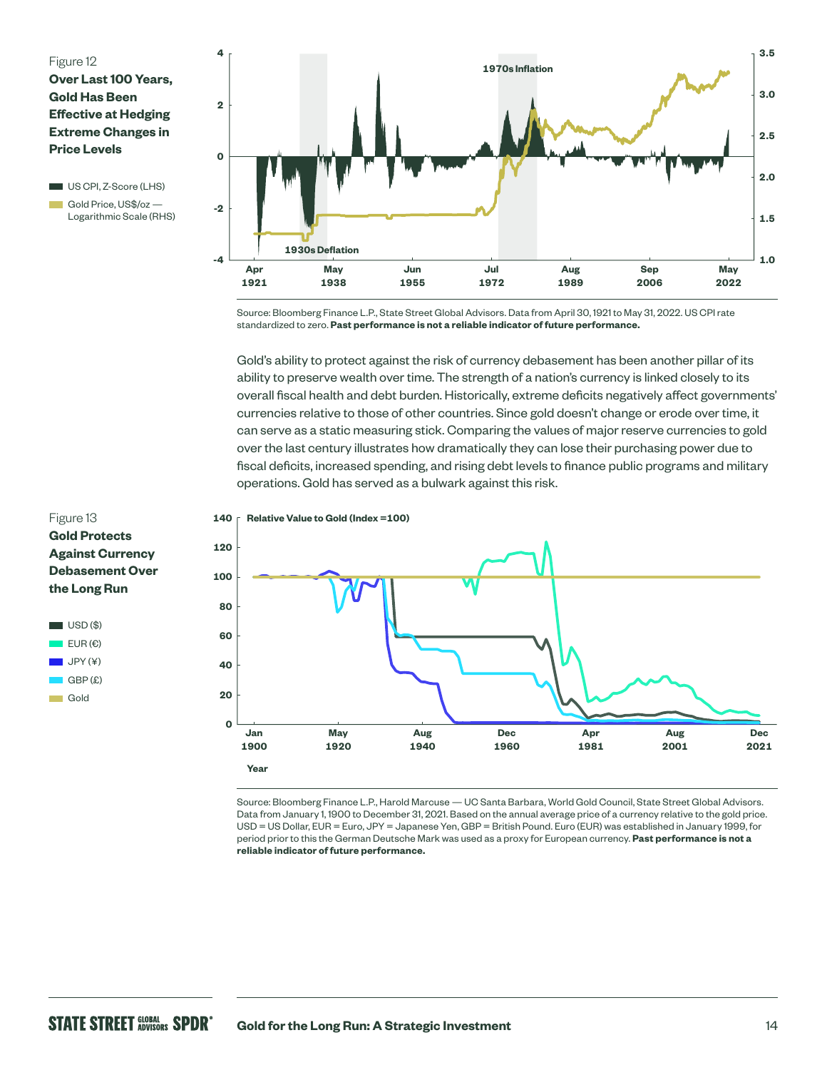Figure 12
**Over Last 100 Years, Gold Has Been Effective at Hedging Extreme Changes in Price Levels**

US CPI, Z-Score (LHS)
Gold Price, US$/oz — Logarithmic Scale (RHS)

Source: Bloomberg Finance L.P., State Street Global Advisors. Data from April 30, 1921 to May 31, 2022. US CPI rate standardized to zero. **Past performance is not a reliable indicator of future performance.**

Gold's ability to protect against the risk of currency debasement has been another pillar of its ability to preserve wealth over time. The strength of a nation's currency is linked closely to its overall fiscal health and debt burden. Historically, extreme deficits negatively affect governments' currencies relative to those of other countries. Since gold doesn't change or erode over time, it can serve as a static measuring stick. Comparing the values of major reserve currencies to gold over the last century illustrates how dramatically they can lose their purchasing power due to fiscal deficits, increased spending, and rising debt levels to finance public programs and military operations. Gold has served as a bulwark against this risk.

Figure 13
**Gold Protects Against Currency Debasement Over the Long Run**

USD ($)
EUR (€)
JPY (¥)
GBP (£)
Gold

Source: Bloomberg Finance L.P., Harold Marcuse — UC Santa Barbara, World Gold Council, State Street Global Advisors. Data from January 1, 1900 to December 31, 2021. Based on the annual average price of a currency relative to the gold price. USD = US Dollar, EUR = Euro, JPY = Japanese Yen, GBP = British Pound. Euro (EUR) was established in January 1999, for period prior to this the German Deutsche Mark was used as a proxy for European currency. **Past performance is not a reliable indicator of future performance.**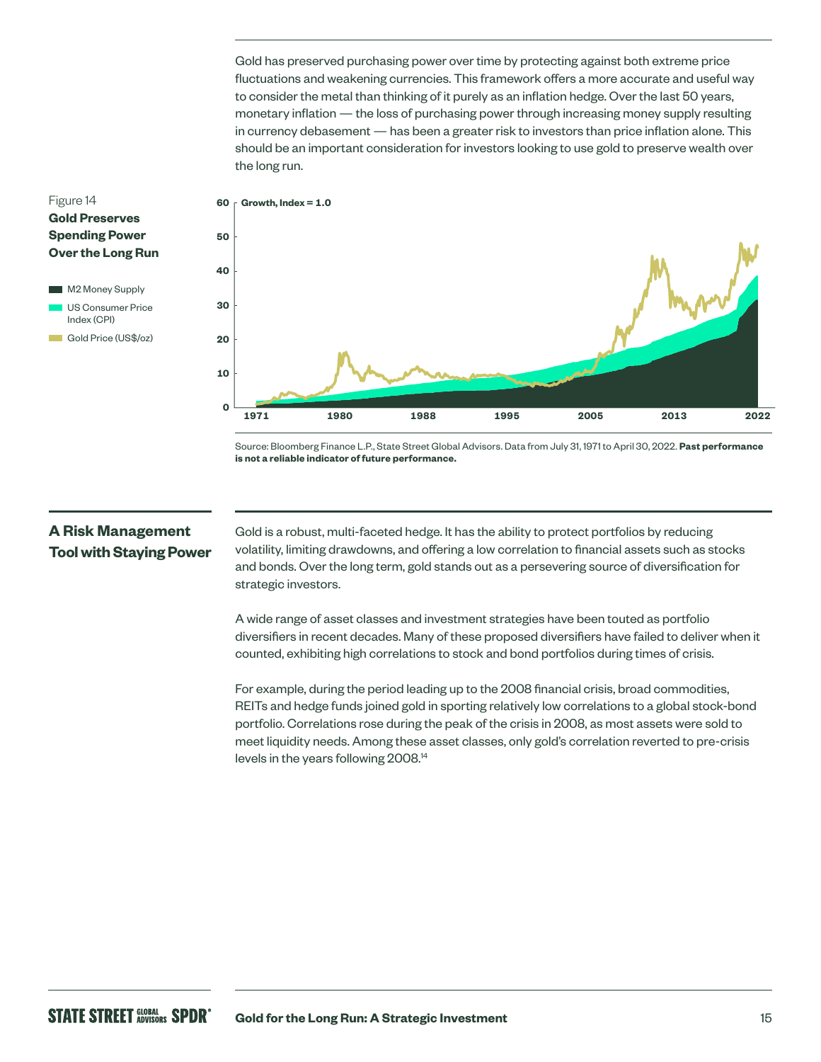Gold has preserved purchasing power over time by protecting against both extreme price fluctuations and weakening currencies. This framework offers a more accurate and useful way to consider the metal than thinking of it purely as an inflation hedge. Over the last 50 years, monetary inflation — the loss of purchasing power through increasing money supply resulting in currency debasement — has been a greater risk to investors than price inflation alone. This should be an important consideration for investors looking to use gold to preserve wealth over the long run.

Figure 14
**Gold Preserves Spending Power Over the Long Run**

- M2 Money Supply
- US Consumer Price Index (CPI)
- Gold Price (US$/oz)

Growth, Index = 1.0

Source: Bloomberg Finance L.P., State Street Global Advisors. Data from July 31, 1971 to April 30, 2022. **Past performance is not a reliable indicator of future performance.**

## A Risk Management Tool with Staying Power

Gold is a robust, multi-faceted hedge. It has the ability to protect portfolios by reducing volatility, limiting drawdowns, and offering a low correlation to financial assets such as stocks and bonds. Over the long term, gold stands out as a persevering source of diversification for strategic investors.

A wide range of asset classes and investment strategies have been touted as portfolio diversifiers in recent decades. Many of these proposed diversifiers have failed to deliver when it counted, exhibiting high correlations to stock and bond portfolios during times of crisis.

For example, during the period leading up to the 2008 financial crisis, broad commodities, REITs and hedge funds joined gold in sporting relatively low correlations to a global stock-bond portfolio. Correlations rose during the peak of the crisis in 2008, as most assets were sold to meet liquidity needs. Among these asset classes, only gold's correlation reverted to pre-crisis levels in the years following 2008.[14]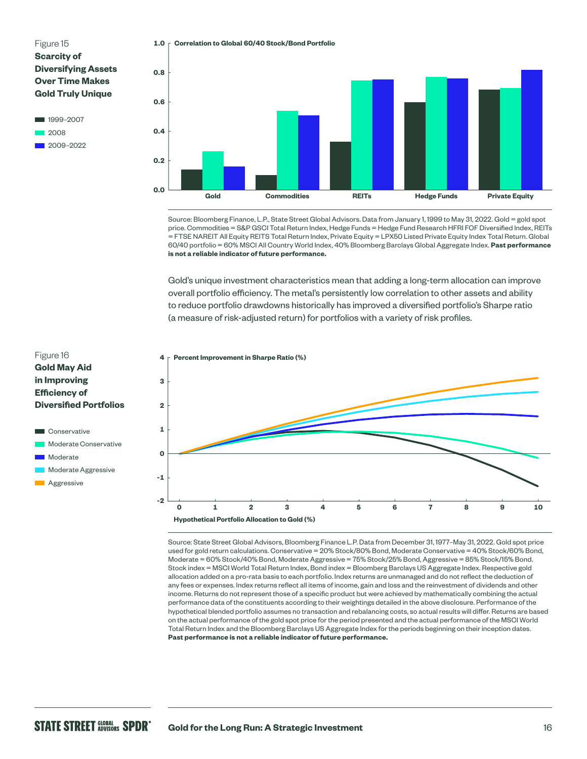Figure 15
**Scarcity of Diversifying Assets Over Time Makes Gold Truly Unique**

- 1999–2007
- 2008
- 2009–2022

**Correlation to Global 60/40 Stock/Bond Portfolio**

| | 1999–2007 | 2008 | 2009–2022 |
|---|---|---|---|
| Gold | 0.14 | 0.26 | 0.16 |
| Commodities | 0.10 | 0.54 | 0.51 |
| REITs | 0.33 | 0.75 | 0.75 |
| Hedge Funds | 0.60 | 0.77 | 0.76 |
| Private Equity | 0.68 | 0.69 | 0.82 |

Source: Bloomberg Finance, L.P., State Street Global Advisors. Data from January 1, 1999 to May 31, 2022. Gold = gold spot price. Commodities = S&P GSCI Total Return Index, Hedge Funds = Hedge Fund Research HFRI FOF Diversified Index, REITs = FTSE NAREIT All Equity REITS Total Return Index, Private Equity = LPX50 Listed Private Equity Index Total Return. Global 60/40 portfolio = 60% MSCI All Country World Index, 40% Bloomberg Barclays Global Aggregate Index. **Past performance is not a reliable indicator of future performance.**

Gold's unique investment characteristics mean that adding a long-term allocation can improve overall portfolio efficiency. The metal's persistently low correlation to other assets and ability to reduce portfolio drawdowns historically has improved a diversified portfolio's Sharpe ratio (a measure of risk-adjusted return) for portfolios with a variety of risk profiles.

Figure 16
**Gold May Aid in Improving Efficiency of Diversified Portfolios**

- Conservative
- Moderate Conservative
- Moderate
- Moderate Aggressive
- Aggressive

**Percent Improvement in Sharpe Ratio (%)**

**Hypothetical Portfolio Allocation to Gold (%)**

Source: State Street Global Advisors, Bloomberg Finance L.P. Data from December 31, 1977–May 31, 2022. Gold spot price used for gold return calculations. Conservative = 20% Stock/80% Bond, Moderate Conservative = 40% Stock/60% Bond, Moderate = 60% Stock/40% Bond, Moderate Aggressive = 75% Stock/25% Bond, Aggressive = 85% Stock/15% Bond. Stock index = MSCI World Total Return Index, Bond index = Bloomberg Barclays US Aggregate Index. Respective gold allocation added on a pro-rata basis to each portfolio. Index returns are unmanaged and do not reflect the deduction of any fees or expenses. Index returns reflect all items of income, gain and loss and the reinvestment of dividends and other income. Returns do not represent those of a specific product but were achieved by mathematically combining the actual performance data of the constituents according to their weightings detailed in the above disclosure. Performance of the hypothetical blended portfolio assumes no transaction and rebalancing costs, so actual results will differ. Returns are based on the actual performance of the gold spot price for the period presented and the actual performance of the MSCI World Total Return Index and the Bloomberg Barclays US Aggregate Index for the periods beginning on their inception dates. **Past performance is not a reliable indicator of future performance.**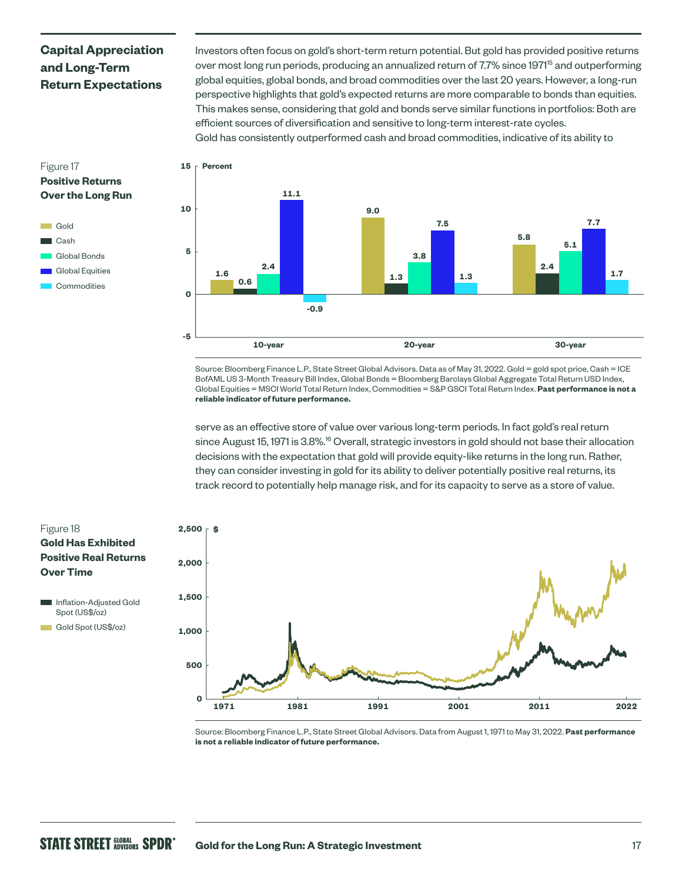## Capital Appreciation and Long-Term Return Expectations

Investors often focus on gold's short-term return potential. But gold has provided positive returns over most long run periods, producing an annualized return of 7.7% since 1971[15] and outperforming global equities, global bonds, and broad commodities over the last 20 years. However, a long-run perspective highlights that gold's expected returns are more comparable to bonds than equities. This makes sense, considering that gold and bonds serve similar functions in portfolios: Both are efficient sources of diversification and sensitive to long-term interest-rate cycles.

Gold has consistently outperformed cash and broad commodities, indicative of its ability to serve as an effective store of value over various long-term periods. In fact gold's real return since August 15, 1971 is 3.8%.[16] Overall, strategic investors in gold should not base their allocation decisions with the expectation that gold will provide equity-like returns in the long run. Rather, they can consider investing in gold for its ability to deliver potentially positive real returns, its track record to potentially help manage risk, and for its capacity to serve as a store of value.

Figure 17
**Positive Returns Over the Long Run**

Percent

| | Gold | Cash | Global Bonds | Global Equities | Commodities |
|---|---|---|---|---|---|
| 10-year | 1.6 | 0.6 | 2.4 | 11.1 | -0.9 |
| 20-year | 9.0 | 1.3 | 3.8 | 7.5 | 1.3 |
| 30-year | 5.8 | 2.4 | 5.1 | 7.7 | 1.7 |

Source: Bloomberg Finance L.P., State Street Global Advisors. Data as of May 31, 2022. Gold = gold spot price, Cash = ICE BofAML US 3-Month Treasury Bill Index, Global Bonds = Bloomberg Barclays Global Aggregate Total Return USD Index, Global Equities = MSCI World Total Return Index, Commodities = S&P GSCI Total Return Index. **Past performance is not a reliable indicator of future performance.**

Figure 18
**Gold Has Exhibited Positive Real Returns Over Time**

Legend: Inflation-Adjusted Gold Spot (US$/oz); Gold Spot (US$/oz)

Source: Bloomberg Finance L.P., State Street Global Advisors. Data from August 1, 1971 to May 31, 2022. **Past performance is not a reliable indicator of future performance.**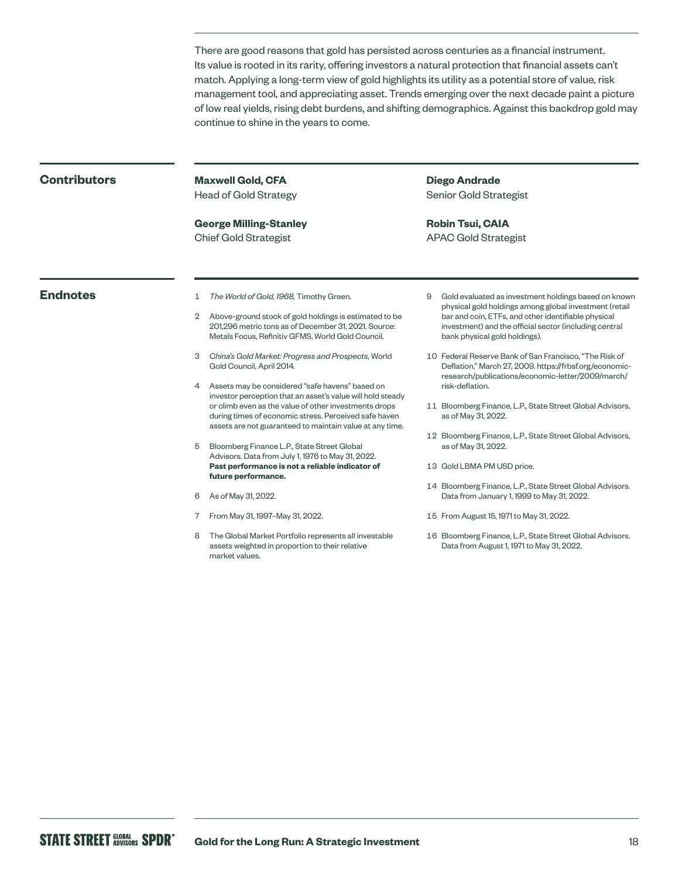There are good reasons that gold has persisted across centuries as a financial instrument. Its value is rooted in its rarity, offering investors a natural protection that financial assets can't match. Applying a long-term view of gold highlights its utility as a potential store of value, risk management tool, and appreciating asset. Trends emerging over the next decade paint a picture of low real yields, rising debt burdens, and shifting demographics. Against this backdrop gold may continue to shine in the years to come.

## Contributors

**Maxwell Gold, CFA**
Head of Gold Strategy

**George Milling-Stanley**
Chief Gold Strategist

**Diego Andrade**
Senior Gold Strategist

**Robin Tsui, CAIA**
APAC Gold Strategist

## Endnotes

1. *The World of Gold, 1968,* Timothy Green.
2. Above-ground stock of gold holdings is estimated to be 201,296 metric tons as of December 31, 2021. Source: Metals Focus, Refinitiv GFMS, World Gold Council.
3. *China's Gold Market: Progress and Prospects,* World Gold Council, April 2014.
4. Assets may be considered "safe havens" based on investor perception that an asset's value will hold steady or climb even as the value of other investments drops during times of economic stress. Perceived safe haven assets are not guaranteed to maintain value at any time.
5. Bloomberg Finance L.P., State Street Global Advisors. Data from July 1, 1976 to May 31, 2022. **Past performance is not a reliable indicator of future performance.**
6. As of May 31, 2022.
7. From May 31, 1997–May 31, 2022.
8. The Global Market Portfolio represents all investable assets weighted in proportion to their relative market values.
9. Gold evaluated as investment holdings based on known physical gold holdings among global investment (retail bar and coin, ETFs, and other identifiable physical investment) and the official sector (including central bank physical gold holdings).
10. Federal Reserve Bank of San Francisco, "The Risk of Deflation," March 27, 2009. https://frbsf.org/economic-research/publications/economic-letter/2009/march/risk-deflation.
11. Bloomberg Finance, L.P., State Street Global Advisors, as of May 31, 2022.
12. Bloomberg Finance, L.P., State Street Global Advisors, as of May 31, 2022.
13. Gold LBMA PM USD price.
14. Bloomberg Finance, L.P., State Street Global Advisors. Data from January 1, 1999 to May 31, 2022.
15. From August 15, 1971 to May 31, 2022.
16. Bloomberg Finance, L.P., State Street Global Advisors. Data from August 1, 1971 to May 31, 2022.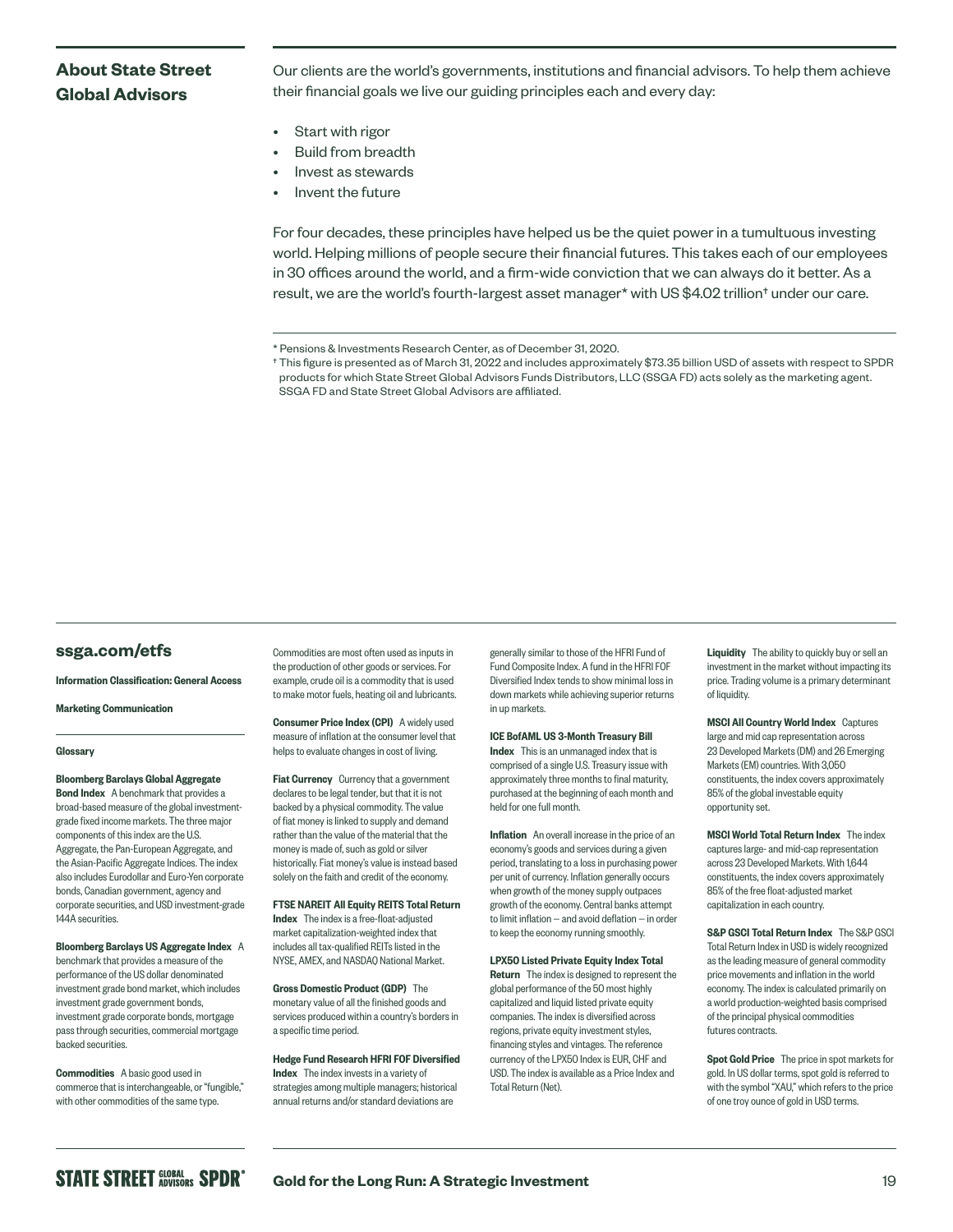## About State Street Global Advisors

Our clients are the world's governments, institutions and financial advisors. To help them achieve their financial goals we live our guiding principles each and every day:

- Start with rigor
- Build from breadth
- Invest as stewards
- Invent the future

For four decades, these principles have helped us be the quiet power in a tumultuous investing world. Helping millions of people secure their financial futures. This takes each of our employees in 30 offices around the world, and a firm-wide conviction that we can always do it better. As a result, we are the world's fourth-largest asset manager* with US $4.02 trillion† under our care.

* Pensions & Investments Research Center, as of December 31, 2020.

† This figure is presented as of March 31, 2022 and includes approximately $73.35 billion USD of assets with respect to SPDR products for which State Street Global Advisors Funds Distributors, LLC (SSGA FD) acts solely as the marketing agent. SSGA FD and State Street Global Advisors are affiliated.

**ssga.com/etfs**

**Information Classification: General Access**

**Marketing Communication**

**Glossary**

**Bloomberg Barclays Global Aggregate Bond Index** A benchmark that provides a broad-based measure of the global investment-grade fixed income markets. The three major components of this index are the U.S. Aggregate, the Pan-European Aggregate, and the Asian-Pacific Aggregate Indices. The index also includes Eurodollar and Euro-Yen corporate bonds, Canadian government, agency and corporate securities, and USD investment-grade 144A securities.

**Bloomberg Barclays US Aggregate Index** A benchmark that provides a measure of the performance of the US dollar denominated investment grade bond market, which includes investment grade government bonds, investment grade corporate bonds, mortgage pass through securities, commercial mortgage backed securities.

**Commodities** A basic good used in commerce that is interchangeable, or "fungible," with other commodities of the same type. Commodities are most often used as inputs in the production of other goods or services. For example, crude oil is a commodity that is used to make motor fuels, heating oil and lubricants.

**Consumer Price Index (CPI)** A widely used measure of inflation at the consumer level that helps to evaluate changes in cost of living.

**Fiat Currency** Currency that a government declares to be legal tender, but that it is not backed by a physical commodity. The value of fiat money is linked to supply and demand rather than the value of the material that the money is made of, such as gold or silver historically. Fiat money's value is instead based solely on the faith and credit of the economy.

**FTSE NAREIT All Equity REITS Total Return Index** The index is a free-float-adjusted market capitalization-weighted index that includes all tax-qualified REITs listed in the NYSE, AMEX, and NASDAQ National Market.

**Gross Domestic Product (GDP)** The monetary value of all the finished goods and services produced within a country's borders in a specific time period.

**Hedge Fund Research HFRI FOF Diversified Index** The index invests in a variety of strategies among multiple managers; historical annual returns and/or standard deviations are generally similar to those of the HFRI Fund of Fund Composite Index. A fund in the HFRI FOF Diversified Index tends to show minimal loss in down markets while achieving superior returns in up markets.

**ICE BofAML US 3-Month Treasury Bill Index** This is an unmanaged index that is comprised of a single U.S. Treasury issue with approximately three months to final maturity, purchased at the beginning of each month and held for one full month.

**Inflation** An overall increase in the price of an economy's goods and services during a given period, translating to a loss in purchasing power per unit of currency. Inflation generally occurs when growth of the money supply outpaces growth of the economy. Central banks attempt to limit inflation — and avoid deflation — in order to keep the economy running smoothly.

**LPX50 Listed Private Equity Index Total Return** The index is designed to represent the global performance of the 50 most highly capitalized and liquid listed private equity companies. The index is diversified across regions, private equity investment styles, financing styles and vintages. The reference currency of the LPX50 Index is EUR, CHF and USD. The index is available as a Price Index and Total Return (Net).

**Liquidity** The ability to quickly buy or sell an investment in the market without impacting its price. Trading volume is a primary determinant of liquidity.

**MSCI All Country World Index** Captures large and mid cap representation across 23 Developed Markets (DM) and 26 Emerging Markets (EM) countries. With 3,050 constituents, the index covers approximately 85% of the global investable equity opportunity set.

**MSCI World Total Return Index** The index captures large- and mid-cap representation across 23 Developed Markets. With 1,644 constituents, the index covers approximately 85% of the free float-adjusted market capitalization in each country.

**S&P GSCI Total Return Index** The S&P GSCI Total Return Index in USD is widely recognized as the leading measure of general commodity price movements and inflation in the world economy. The index is calculated primarily on a world production-weighted basis comprised of the principal physical commodities futures contracts.

**Spot Gold Price** The price in spot markets for gold. In US dollar terms, spot gold is referred to with the symbol "XAU," which refers to the price of one troy ounce of gold in USD terms.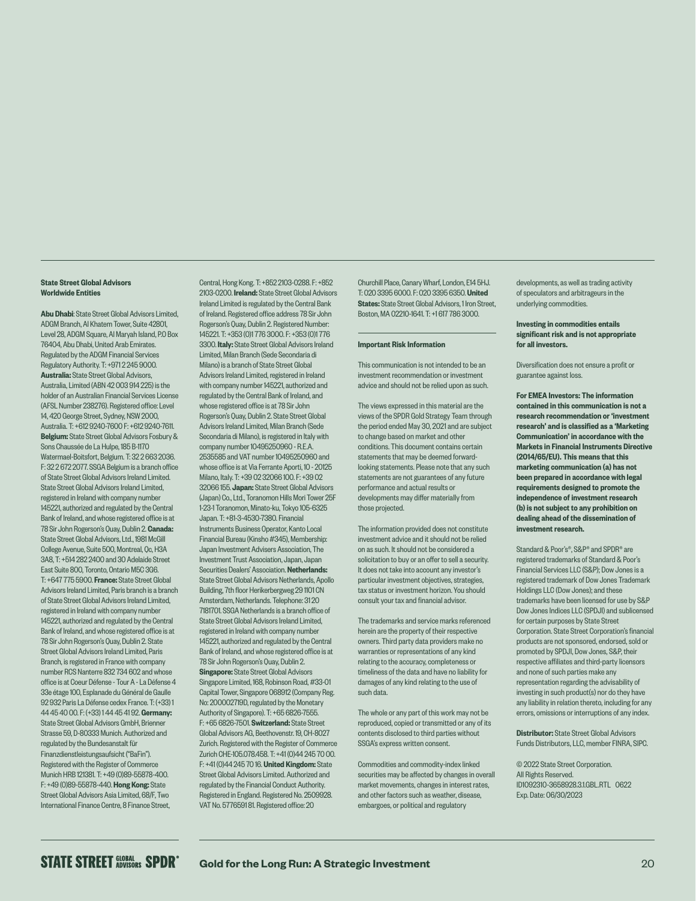**State Street Global Advisors Worldwide Entities**

**Abu Dhabi**: State Street Global Advisors Limited, ADGM Branch, Al Khatem Tower, Suite 42801, Level 28, ADGM Square, Al Maryah Island, P.O Box 76404, Abu Dhabi, United Arab Emirates. Regulated by the ADGM Financial Services Regulatory Authority. T: +971 2 245 9000. **Australia:** State Street Global Advisors, Australia, Limited (ABN 42 003 914 225) is the holder of an Australian Financial Services License (AFSL Number 238276). Registered office: Level 14, 420 George Street, Sydney, NSW 2000, Australia. T: +612 9240-7600 F: +612 9240-7611. **Belgium:** State Street Global Advisors Fosbury & Sons Chaussée de La Hulpe, 185 B-1170 Watermael-Boitsfort, Belgium. T: 32 2 663 2036. F: 32 2 672 2077. SSGA Belgium is a branch office of State Street Global Advisors Ireland Limited. State Street Global Advisors Ireland Limited, registered in Ireland with company number 145221, authorized and regulated by the Central Bank of Ireland, and whose registered office is at 78 Sir John Rogerson's Quay, Dublin 2. **Canada:** State Street Global Advisors, Ltd., 1981 McGill College Avenue, Suite 500, Montreal, Qc, H3A 3A8, T: +514 282 2400 and 30 Adelaide Street East Suite 800, Toronto, Ontario M5C 3G6. T: +647 775 5900. **France:** State Street Global Advisors Ireland Limited, Paris branch is a branch of State Street Global Advisors Ireland Limited, registered in Ireland with company number 145221, authorized and regulated by the Central Bank of Ireland, and whose registered office is at 78 Sir John Rogerson's Quay, Dublin 2. State Street Global Advisors Ireland Limited, Paris Branch, is registered in France with company number RCS Nanterre 832 734 602 and whose office is at Coeur Défense - Tour A - La Défense 4 33e étage 100, Esplanade du Général de Gaulle 92 932 Paris La Défense cedex France. T: (+33) 1 44 45 40 00. F: (+33) 1 44 45 41 92. **Germany:** State Street Global Advisors GmbH, Brienner Strasse 59, D-80333 Munich. Authorized and regulated by the Bundesanstalt für Finanzdienstleistungsaufsicht ("BaFin"). Registered with the Register of Commerce Munich HRB 121381. T: +49 (0)89-55878-400. F: +49 (0)89-55878-440. **Hong Kong:** State Street Global Advisors Asia Limited, 68/F, Two International Finance Centre, 8 Finance Street, Central, Hong Kong. T: +852 2103-0288. F: +852 2103-0200. **Ireland:** State Street Global Advisors Ireland Limited is regulated by the Central Bank of Ireland. Registered office address 78 Sir John Rogerson's Quay, Dublin 2. Registered Number: 145221. T: +353 (0)1 776 3000. F: +353 (0)1 776 3300. **Italy:** State Street Global Advisors Ireland Limited, Milan Branch (Sede Secondaria di Milano) is a branch of State Street Global Advisors Ireland Limited, registered in Ireland with company number 145221, authorized and regulated by the Central Bank of Ireland, and whose registered office is at 78 Sir John Rogerson's Quay, Dublin 2. State Street Global Advisors Ireland Limited, Milan Branch (Sede Secondaria di Milano), is registered in Italy with company number 10495250960 - R.E.A. 2535585 and VAT number 10495250960 and whose office is at Via Ferrante Aporti, 10 - 20125 Milano, Italy. T: +39 02 32066 100. F: +39 02 32066 155. **Japan:** State Street Global Advisors (Japan) Co., Ltd., Toranomon Hills Mori Tower 25F 1-23-1 Toranomon, Minato-ku, Tokyo 105-6325 Japan. T: +81-3-4530-7380. Financial Instruments Business Operator, Kanto Local Financial Bureau (Kinsho #345), Membership: Japan Investment Advisers Association, The Investment Trust Association, Japan, Japan Securities Dealers' Association. **Netherlands:** State Street Global Advisors Netherlands, Apollo Building, 7th floor Herikerbergweg 29 1101 CN Amsterdam, Netherlands. Telephone: 31 20 7181701. SSGA Netherlands is a branch office of State Street Global Advisors Ireland Limited, registered in Ireland with company number 145221, authorized and regulated by the Central Bank of Ireland, and whose registered office is at 78 Sir John Rogerson's Quay, Dublin 2. **Singapore:** State Street Global Advisors Singapore Limited, 168, Robinson Road, #33-01 Capital Tower, Singapore 068912 (Company Reg. No: 200002719D, regulated by the Monetary Authority of Singapore). T: +65 6826-7555. F: +65 6826-7501. **Switzerland:** State Street Global Advisors AG, Beethovenstr. 19, CH-8027 Zurich. Registered with the Register of Commerce Zurich CHE-105.078.458. T: +41 (0)44 245 70 00. F: +41 (0)44 245 70 16. **United Kingdom:** State Street Global Advisors Limited. Authorized and regulated by the Financial Conduct Authority. Registered in England. Registered No. 2509928. VAT No. 5776591 81. Registered office: 20 Churchill Place, Canary Wharf, London, E14 5HJ. T: 020 3395 6000. F: 020 3395 6350. **United States:** State Street Global Advisors, 1 Iron Street, Boston, MA 02210-1641. T: +1 617 786 3000.

**Important Risk Information**

This communication is not intended to be an investment recommendation or investment advice and should not be relied upon as such.

The views expressed in this material are the views of the SPDR Gold Strategy Team through the period ended May 30, 2021 and are subject to change based on market and other conditions. This document contains certain statements that may be deemed forward-looking statements. Please note that any such statements are not guarantees of any future performance and actual results or developments may differ materially from those projected.

The information provided does not constitute investment advice and it should not be relied on as such. It should not be considered a solicitation to buy or an offer to sell a security. It does not take into account any investor's particular investment objectives, strategies, tax status or investment horizon. You should consult your tax and financial advisor.

The trademarks and service marks referenced herein are the property of their respective owners. Third party data providers make no warranties or representations of any kind relating to the accuracy, completeness or timeliness of the data and have no liability for damages of any kind relating to the use of such data.

The whole or any part of this work may not be reproduced, copied or transmitted or any of its contents disclosed to third parties without SSGA's express written consent.

Commodities and commodity-index linked securities may be affected by changes in overall market movements, changes in interest rates, and other factors such as weather, disease, embargoes, or political and regulatory developments, as well as trading activity of speculators and arbitrageurs in the underlying commodities.

**Investing in commodities entails significant risk and is not appropriate for all investors.**

Diversification does not ensure a profit or guarantee against loss.

**For EMEA Investors: The information contained in this communication is not a research recommendation or 'investment research' and is classified as a 'Marketing Communication' in accordance with the Markets in Financial Instruments Directive (2014/65/EU). This means that this marketing communication (a) has not been prepared in accordance with legal requirements designed to promote the independence of investment research (b) is not subject to any prohibition on dealing ahead of the dissemination of investment research.**

Standard & Poor's®, S&P® and SPDR® are registered trademarks of Standard & Poor's Financial Services LLC (S&P); Dow Jones is a registered trademark of Dow Jones Trademark Holdings LLC (Dow Jones); and these trademarks have been licensed for use by S&P Dow Jones Indices LLC (SPDJI) and sublicensed for certain purposes by State Street Corporation. State Street Corporation's financial products are not sponsored, endorsed, sold or promoted by SPDJI, Dow Jones, S&P, their respective affiliates and third-party licensors and none of such parties make any representation regarding the advisability of investing in such product(s) nor do they have any liability in relation thereto, including for any errors, omissions or interruptions of any index.

**Distributor:** State Street Global Advisors Funds Distributors, LLC, member FINRA, SIPC.

© 2022 State Street Corporation.
All Rights Reserved.
ID1092310-3658928.3.1.GBL.RTL 0622
Exp. Date: 06/30/2023